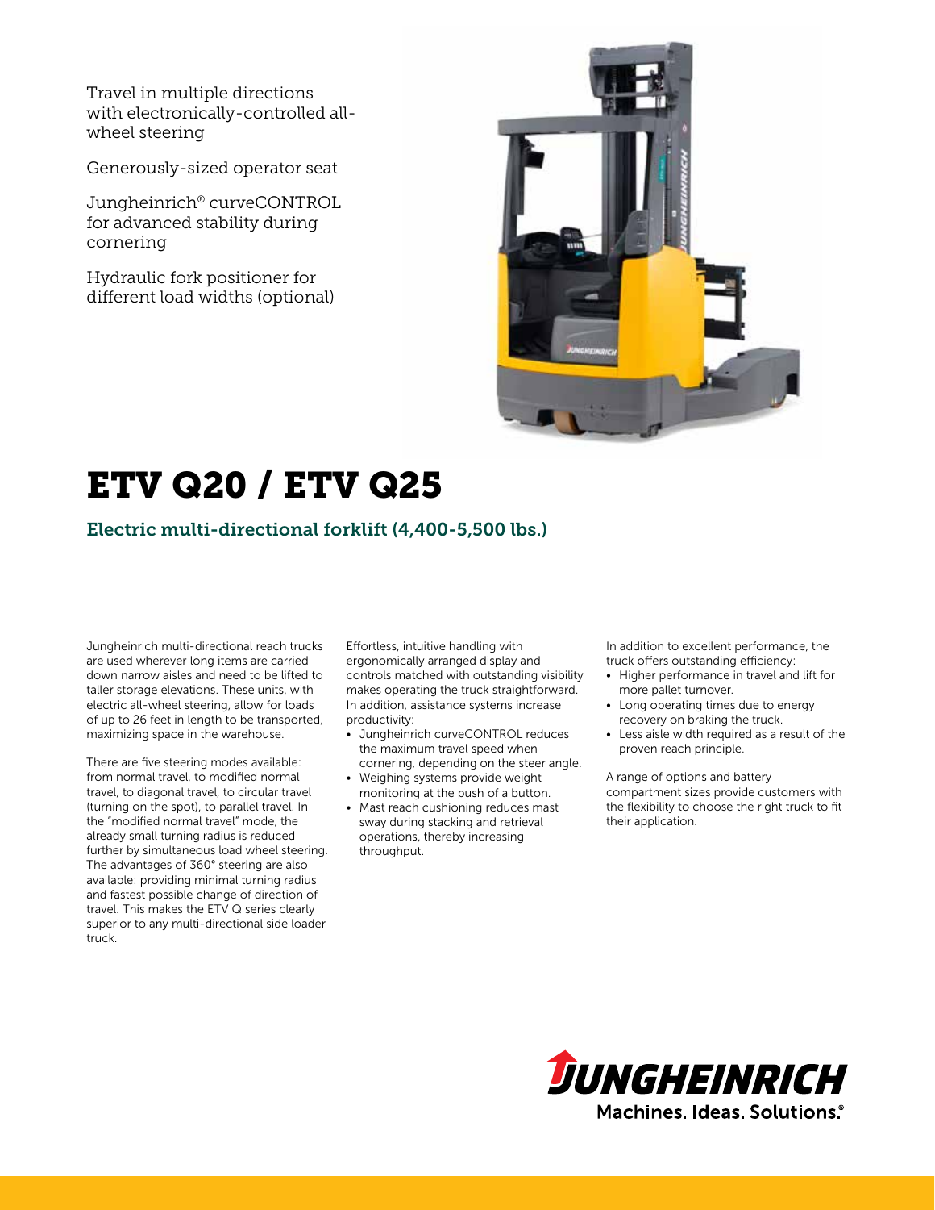Travel in multiple directions with electronically-controlled all-wheel steering

Generously-sized operator seat

Jungheinrich® curveCONTROL for advanced stability during cornering

Hydraulic fork positioner for different load widths (optional)

# ETV Q20 / ETV Q25

## Electric multi-directional forklift (4,400-5,500 lbs.)

Jungheinrich multi-directional reach trucks are used wherever long items are carried down narrow aisles and need to be lifted to taller storage elevations. These units, with electric all-wheel steering, allow for loads of up to 26 feet in length to be transported, maximizing space in the warehouse.

There are five steering modes available: from normal travel, to modified normal travel, to diagonal travel, to circular travel (turning on the spot), to parallel travel. In the "modified normal travel" mode, the already small turning radius is reduced further by simultaneous load wheel steering. The advantages of 360° steering are also available: providing minimal turning radius and fastest possible change of direction of travel. This makes the ETV Q series clearly superior to any multi-directional side loader truck.

Effortless, intuitive handling with ergonomically arranged display and controls matched with outstanding visibility makes operating the truck straightforward. In addition, assistance systems increase productivity:

- Jungheinrich curveCONTROL reduces the maximum travel speed when cornering, depending on the steer angle.
- Weighing systems provide weight monitoring at the push of a button.
- Mast reach cushioning reduces mast sway during stacking and retrieval operations, thereby increasing throughput.

In addition to excellent performance, the truck offers outstanding efficiency:

- Higher performance in travel and lift for more pallet turnover.
- Long operating times due to energy recovery on braking the truck.
- Less aisle width required as a result of the proven reach principle.

A range of options and battery compartment sizes provide customers with the flexibility to choose the right truck to fit their application.

JUNGHEINRICH
Machines. Ideas. Solutions.®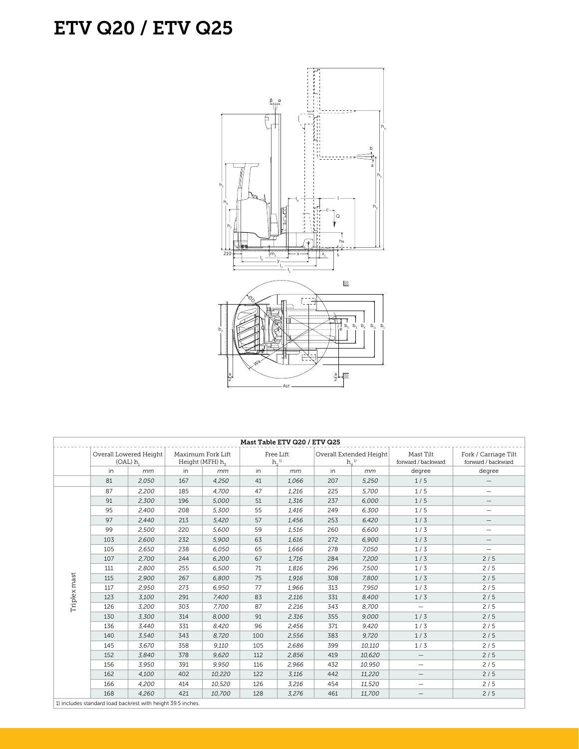# ETV Q20 / ETV Q25

| Mast Table ETV Q20 / ETV Q25 | | | | | | | | | | | |
|---|---|---|---|---|---|---|---|---|---|---|---|
| | Overall Lowered Height (OAL) $h_1$ | | Maximum Fork Lift Height (MFH) $h_3$ | | Free Lift $h_2$ 1) | | Overall Extended Height $h_4$ 1) | | Mast Tilt forward / backward | Fork / Carriage Tilt forward / backward |
| | in | mm | in | mm | in | mm | in | mm | degree | degree |
| | 81 | 2,050 | 167 | 4,250 | 41 | 1,066 | 207 | 5,250 | 1 / 5 | – |
| Triplex mast | 87 | 2,200 | 185 | 4,700 | 47 | 1,216 | 225 | 5,700 | 1 / 5 | – |
| | 91 | 2,300 | 196 | 5,000 | 51 | 1,316 | 237 | 6,000 | 1 / 5 | – |
| | 95 | 2,400 | 208 | 5,300 | 55 | 1,416 | 249 | 6,300 | 1 / 5 | – |
| | 97 | 2,440 | 213 | 5,420 | 57 | 1,456 | 253 | 6,420 | 1 / 3 | – |
| | 99 | 2,500 | 220 | 5,600 | 59 | 1,516 | 260 | 6,600 | 1 / 3 | – |
| | 103 | 2,600 | 232 | 5,900 | 63 | 1,616 | 272 | 6,900 | 1 / 3 | – |
| | 105 | 2,650 | 238 | 6,050 | 65 | 1,666 | 278 | 7,050 | 1 / 3 | – |
| | 107 | 2,700 | 244 | 6,200 | 67 | 1,716 | 284 | 7,200 | 1 / 3 | 2 / 5 |
| | 111 | 2,800 | 255 | 6,500 | 71 | 1,816 | 296 | 7,500 | 1 / 3 | 2 / 5 |
| | 115 | 2,900 | 267 | 6,800 | 75 | 1,916 | 308 | 7,800 | 1 / 3 | 2 / 5 |
| | 117 | 2,950 | 273 | 6,950 | 77 | 1,966 | 313 | 7,950 | 1 / 3 | 2 / 5 |
| | 123 | 3,100 | 291 | 7,400 | 83 | 2,116 | 331 | 8,400 | 1 / 3 | 2 / 5 |
| | 126 | 3,200 | 303 | 7,700 | 87 | 2,216 | 343 | 8,700 | – | 2 / 5 |
| | 130 | 3,300 | 314 | 8,000 | 91 | 2,316 | 355 | 9,000 | 1 / 3 | 2 / 5 |
| | 136 | 3,440 | 331 | 8,420 | 96 | 2,456 | 371 | 9,420 | 1 / 3 | 2 / 5 |
| | 140 | 3,540 | 343 | 8,720 | 100 | 2,556 | 383 | 9,720 | 1 / 3 | 2 / 5 |
| | 145 | 3,670 | 358 | 9,110 | 105 | 2,686 | 399 | 10,110 | 1 / 3 | 2 / 5 |
| | 152 | 3,840 | 378 | 9,620 | 112 | 2,856 | 419 | 10,620 | – | 2 / 5 |
| | 156 | 3,950 | 391 | 9,950 | 116 | 2,966 | 432 | 10,950 | – | 2 / 5 |
| | 162 | 4,100 | 402 | 10,220 | 122 | 3,116 | 442 | 11,220 | – | 2 / 5 |
| | 166 | 4,200 | 414 | 10,520 | 126 | 3,216 | 454 | 11,520 | – | 2 / 5 |
| | 168 | 4,260 | 421 | 10,700 | 128 | 3,276 | 461 | 11,700 | – | 2 / 5 |

1) includes standard load backrest with height 39.5 inches.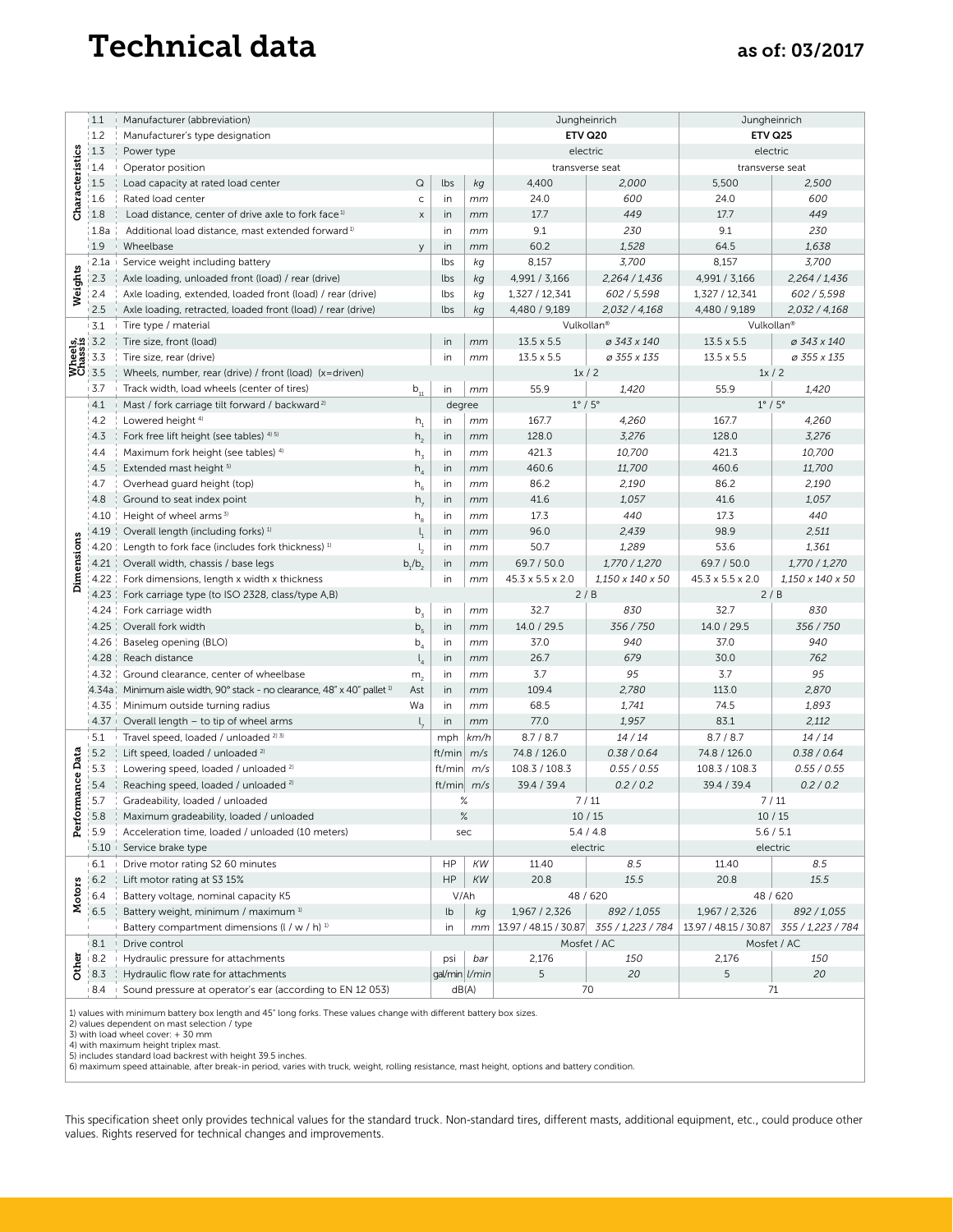# Technical data

**as of: 03/2017**

| | | | | | | | | | |
|---|---|---|---|---|---|---|---|---|---|
| **Characteristics** | 1.1 | Manufacturer (abbreviation) | | | | Jungheinrich | | Jungheinrich | |
| | 1.2 | Manufacturer's type designation | | | | **ETV Q20** | | **ETV Q25** | |
| | 1.3 | Power type | | | | electric | | electric | |
| | 1.4 | Operator position | | | | transverse seat | | transverse seat | |
| | 1.5 | Load capacity at rated load center | Q | lbs | *kg* | 4,400 | *2,000* | 5,500 | *2,500* |
| | 1.6 | Rated load center | c | in | *mm* | 24.0 | *600* | 24.0 | *600* |
| | 1.8 | Load distance, center of drive axle to fork face [1] | x | in | *mm* | 17.7 | *449* | 17.7 | *449* |
| | 1.8a | Additional load distance, mast extended forward [1] | | in | *mm* | 9.1 | *230* | 9.1 | *230* |
| | 1.9 | Wheelbase | y | in | *mm* | 60.2 | *1,528* | 64.5 | *1,638* |
| **Weights** | 2.1a | Service weight including battery | | lbs | *kg* | 8,157 | *3,700* | 8,157 | *3,700* |
| | 2.3 | Axle loading, unloaded front (load) / rear (drive) | | lbs | *kg* | 4,991 / 3,166 | *2,264 / 1,436* | 4,991 / 3,166 | *2,264 / 1,436* |
| | 2.4 | Axle loading, extended, loaded front (load) / rear (drive) | | lbs | *kg* | 1,327 / 12,341 | *602 / 5,598* | 1,327 / 12,341 | *602 / 5,598* |
| | 2.5 | Axle loading, retracted, loaded front (load) / rear (drive) | | lbs | *kg* | 4,480 / 9,189 | *2,032 / 4,168* | 4,480 / 9,189 | *2,032 / 4,168* |
| **Wheels, Chassis** | 3.1 | Tire type / material | | | | Vulkollan® | | Vulkollan® | |
| | 3.2 | Tire size, front (load) | | in | *mm* | 13.5 x 5.5 | *ø 343 x 140* | 13.5 x 5.5 | *ø 343 x 140* |
| | 3.3 | Tire size, rear (drive) | | in | *mm* | 13.5 x 5.5 | *ø 355 x 135* | 13.5 x 5.5 | *ø 355 x 135* |
| | 3.5 | Wheels, number, rear (drive) / front (load) (x=driven) | | | | 1x / 2 | | 1x / 2 | |
| | 3.7 | Track width, load wheels (center of tires) | $b_{11}$ | in | *mm* | 55.9 | *1,420* | 55.9 | *1,420* |
| **Dimensions** | 4.1 | Mast / fork carriage tilt forward / backward [2] | | degree | | 1° / 5° | | 1° / 5° | |
| | 4.2 | Lowered height [4] | $h_1$ | in | *mm* | 167.7 | *4,260* | 167.7 | *4,260* |
| | 4.3 | Fork free lift height (see tables) [4] [5] | $h_2$ | in | *mm* | 128.0 | *3,276* | 128.0 | *3,276* |
| | 4.4 | Maximum fork height (see tables) [4] | $h_3$ | in | *mm* | 421.3 | *10,700* | 421.3 | *10,700* |
| | 4.5 | Extended mast height [5] | $h_4$ | in | *mm* | 460.6 | *11,700* | 460.6 | *11,700* |
| | 4.7 | Overhead guard height (top) | $h_6$ | in | *mm* | 86.2 | *2,190* | 86.2 | *2,190* |
| | 4.8 | Ground to seat index point | $h_7$ | in | *mm* | 41.6 | *1,057* | 41.6 | *1,057* |
| | 4.10 | Height of wheel arms [3] | $h_8$ | in | *mm* | 17.3 | *440* | 17.3 | *440* |
| | 4.19 | Overall length (including forks) [1] | $l_1$ | in | *mm* | 96.0 | *2,439* | 98.9 | *2,511* |
| | 4.20 | Length to fork face (includes fork thickness) [1] | $l_2$ | in | *mm* | 50.7 | *1,289* | 53.6 | *1,361* |
| | 4.21 | Overall width, chassis / base legs | $b_1/b_2$ | in | *mm* | 69.7 / 50.0 | *1,770 / 1,270* | 69.7 / 50.0 | *1,770 / 1,270* |
| | 4.22 | Fork dimensions, length x width x thickness | | in | *mm* | 45.3 x 5.5 x 2.0 | *1,150 x 140 x 50* | 45.3 x 5.5 x 2.0 | *1,150 x 140 x 50* |
| | 4.23 | Fork carriage type (to ISO 2328, class/type A,B) | | | | 2 / B | | 2 / B | |
| | 4.24 | Fork carriage width | $b_3$ | in | *mm* | 32.7 | *830* | 32.7 | *830* |
| | 4.25 | Overall fork width | $b_5$ | in | *mm* | 14.0 / 29.5 | *356 / 750* | 14.0 / 29.5 | *356 / 750* |
| | 4.26 | Baseleg opening (BLO) | $b_4$ | in | *mm* | 37.0 | *940* | 37.0 | *940* |
| | 4.28 | Reach distance | $l_4$ | in | *mm* | 26.7 | *679* | 30.0 | *762* |
| | 4.32 | Ground clearance, center of wheelbase | $m_2$ | in | *mm* | 3.7 | *95* | 3.7 | *95* |
| | 4.34a | Minimum aisle width, 90° stack - no clearance, 48" x 40" pallet [1] | Ast | in | *mm* | 109.4 | *2,780* | 113.0 | *2,870* |
| | 4.35 | Minimum outside turning radius | Wa | in | *mm* | 68.5 | *1,741* | 74.5 | *1,893* |
| | 4.37 | Overall length – to tip of wheel arms | $l_7$ | in | *mm* | 77.0 | *1,957* | 83.1 | *2,112* |
| **Performance Data** | 5.1 | Travel speed, loaded / unloaded [2] [3] | | mph | *km/h* | 8.7 / 8.7 | *14 / 14* | 8.7 / 8.7 | *14 / 14* |
| | 5.2 | Lift speed, loaded / unloaded [2] | | ft/min | *m/s* | 74.8 / 126.0 | *0.38 / 0.64* | 74.8 / 126.0 | *0.38 / 0.64* |
| | 5.3 | Lowering speed, loaded / unloaded [2] | | ft/min | *m/s* | 108.3 / 108.3 | *0.55 / 0.55* | 108.3 / 108.3 | *0.55 / 0.55* |
| | 5.4 | Reaching speed, loaded / unloaded [2] | | ft/min | *m/s* | 39.4 / 39.4 | *0.2 / 0.2* | 39.4 / 39.4 | *0.2 / 0.2* |
| | 5.7 | Gradeability, loaded / unloaded | | % | | 7 / 11 | | 7 / 11 | |
| | 5.8 | Maximum gradeability, loaded / unloaded | | % | | 10 / 15 | | 10 / 15 | |
| | 5.9 | Acceleration time, loaded / unloaded (10 meters) | | sec | | 5.4 / 4.8 | | 5.6 / 5.1 | |
| | 5.10 | Service brake type | | | | electric | | electric | |
| **Motors** | 6.1 | Drive motor rating S2 60 minutes | | HP | *KW* | 11.40 | *8.5* | 11.40 | *8.5* |
| | 6.2 | Lift motor rating at S3 15% | | HP | *KW* | 20.8 | *15.5* | 20.8 | *15.5* |
| | 6.4 | Battery voltage, nominal capacity K5 | | V/Ah | | 48 / 620 | | 48 / 620 | |
| | 6.5 | Battery weight, minimum / maximum [1] | | lb | *kg* | 1,967 / 2,326 | *892 / 1,055* | 1,967 / 2,326 | *892 / 1,055* |
| | | Battery compartment dimensions (l / w / h) [1] | | in | *mm* | 13.97 / 48.15 / 30.87 | *355 / 1,223 / 784* | 13.97 / 48.15 / 30.87 | *355 / 1,223 / 784* |
| **Other** | 8.1 | Drive control | | | | Mosfet / AC | | Mosfet / AC | |
| | 8.2 | Hydraulic pressure for attachments | | psi | *bar* | 2,176 | *150* | 2,176 | *150* |
| | 8.3 | Hydraulic flow rate for attachments | | gal/min | *l/min* | 5 | *20* | 5 | *20* |
| | 8.4 | Sound pressure at operator's ear (according to EN 12 053) | | dB(A) | | 70 | | 71 | |

1) values with minimum battery box length and 45" long forks. These values change with different battery box sizes.
2) values dependent on mast selection / type
3) with load wheel cover: + 30 mm
4) with maximum height triplex mast.
5) includes standard load backrest with height 39.5 inches.
6) maximum speed attainable, after break-in period, varies with truck, weight, rolling resistance, mast height, options and battery condition.

This specification sheet only provides technical values for the standard truck. Non-standard tires, different masts, additional equipment, etc., could produce other values. Rights reserved for technical changes and improvements.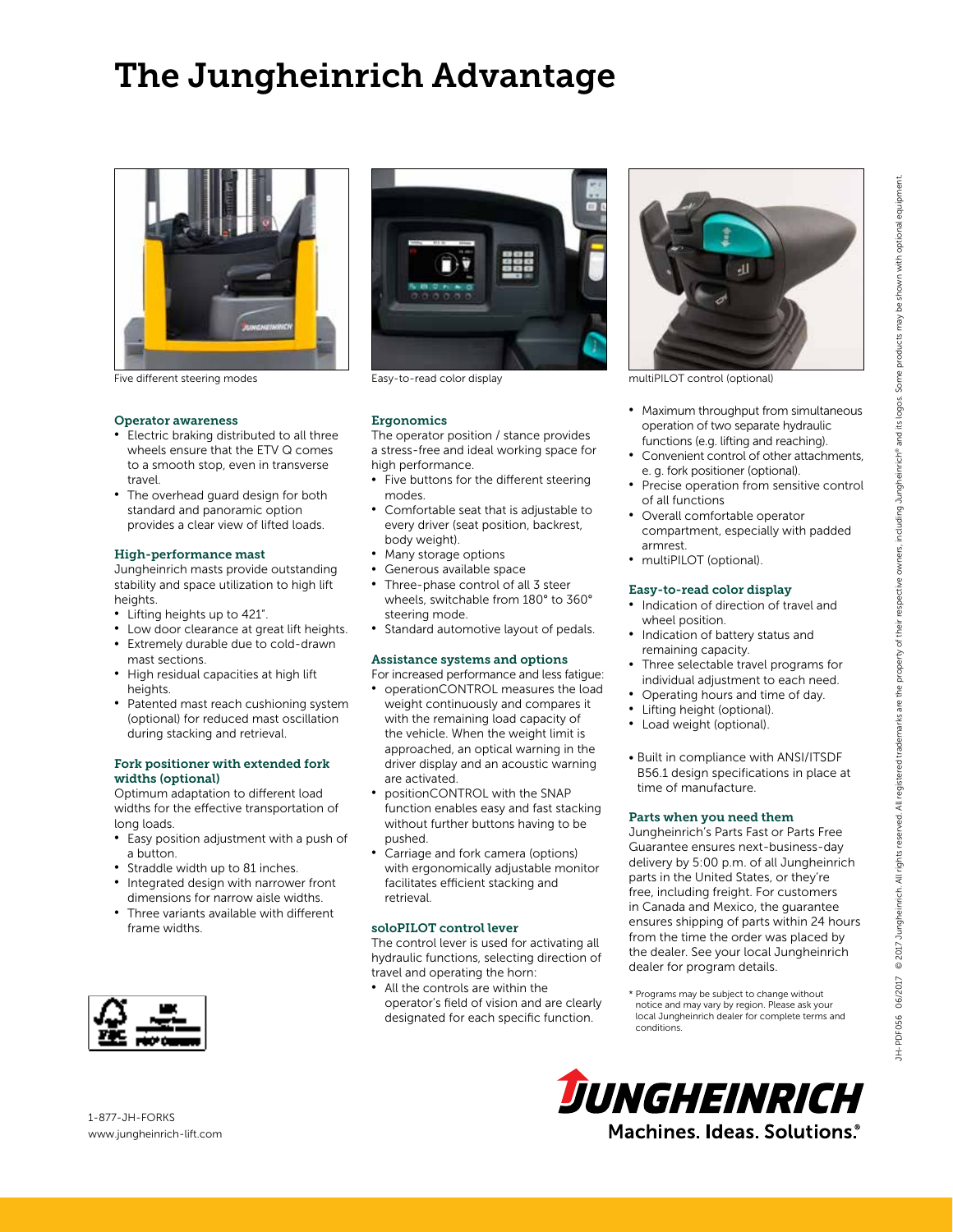# The Jungheinrich Advantage

Five different steering modes

Easy-to-read color display

multiPILOT control (optional)

### Operator awareness

- Electric braking distributed to all three wheels ensure that the ETV Q comes to a smooth stop, even in transverse travel.
- The overhead guard design for both standard and panoramic option provides a clear view of lifted loads.

### High-performance mast

Jungheinrich masts provide outstanding stability and space utilization to high lift heights.

- Lifting heights up to 421".
- Low door clearance at great lift heights.
- Extremely durable due to cold-drawn mast sections.
- High residual capacities at high lift heights.
- Patented mast reach cushioning system (optional) for reduced mast oscillation during stacking and retrieval.

### Fork positioner with extended fork widths (optional)

Optimum adaptation to different load widths for the effective transportation of long loads.

- Easy position adjustment with a push of a button.
- Straddle width up to 81 inches.
- Integrated design with narrower front dimensions for narrow aisle widths.
- Three variants available with different frame widths.

### Ergonomics

The operator position / stance provides a stress-free and ideal working space for high performance.

- Five buttons for the different steering modes.
- Comfortable seat that is adjustable to every driver (seat position, backrest, body weight).
- Many storage options
- Generous available space
- Three-phase control of all 3 steer wheels, switchable from 180° to 360° steering mode.
- Standard automotive layout of pedals.

### Assistance systems and options

For increased performance and less fatigue:

- operationCONTROL measures the load weight continuously and compares it with the remaining load capacity of the vehicle. When the weight limit is approached, an optical warning in the driver display and an acoustic warning are activated.
- positionCONTROL with the SNAP function enables easy and fast stacking without further buttons having to be pushed.
- Carriage and fork camera (options) with ergonomically adjustable monitor facilitates efficient stacking and retrieval.

### soloPILOT control lever

The control lever is used for activating all hydraulic functions, selecting direction of travel and operating the horn:

- All the controls are within the operator's field of vision and are clearly designated for each specific function.

- Maximum throughput from simultaneous operation of two separate hydraulic functions (e.g. lifting and reaching).
- Convenient control of other attachments, e. g. fork positioner (optional).
- Precise operation from sensitive control of all functions
- Overall comfortable operator compartment, especially with padded armrest.
- multiPILOT (optional).

### Easy-to-read color display

- Indication of direction of travel and wheel position.
- Indication of battery status and remaining capacity.
- Three selectable travel programs for individual adjustment to each need.
- Operating hours and time of day.
- Lifting height (optional).
- Load weight (optional).

- Built in compliance with ANSI/ITSDF B56.1 design specifications in place at time of manufacture.

### Parts when you need them

Jungheinrich's Parts Fast or Parts Free Guarantee ensures next-business-day delivery by 5:00 p.m. of all Jungheinrich parts in the United States, or they're free, including freight. For customers in Canada and Mexico, the guarantee ensures shipping of parts within 24 hours from the time the order was placed by the dealer. See your local Jungheinrich dealer for program details.

\* Programs may be subject to change without notice and may vary by region. Please ask your local Jungheinrich dealer for complete terms and conditions.

JUNGHEINRICH
Machines. Ideas. Solutions.®

1-877-JH-FORKS
www.jungheinrich-lift.com

JH-PDF056 06/2017 © 2017 Jungheinrich. All rights reserved. All registered trademarks are the property of their respective owners, including Jungheinrich® and its logos. Some products may be shown with optional equipment.